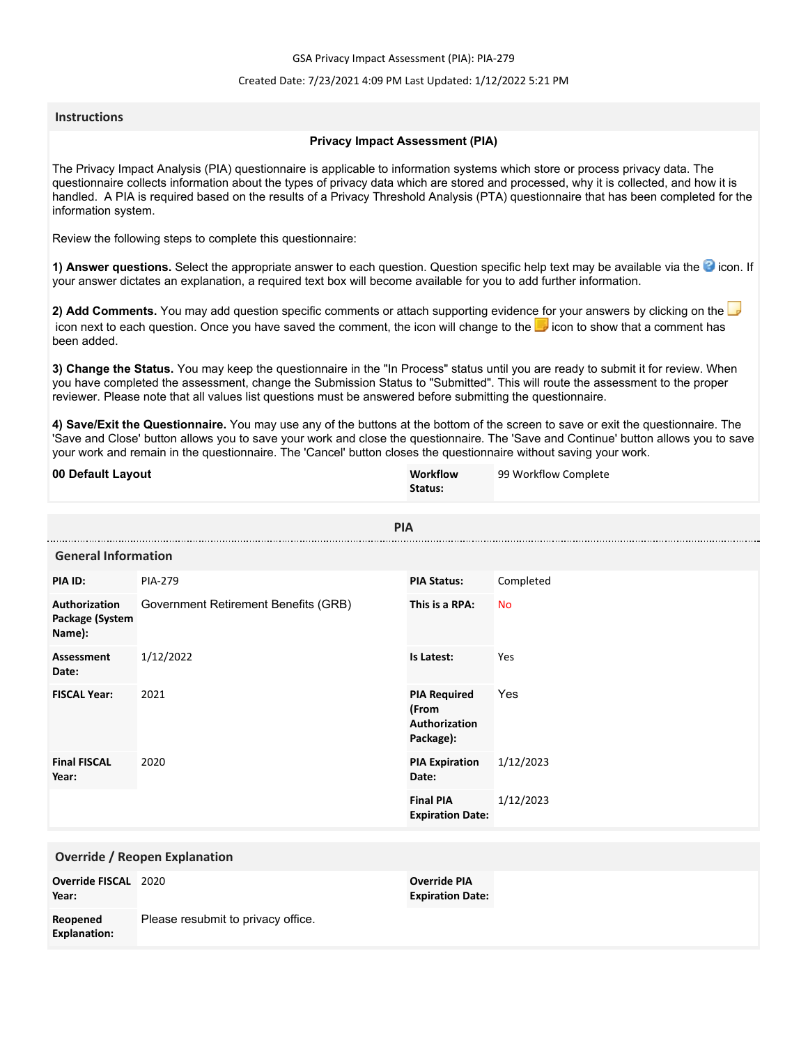GSA Privacy Impact Assessment (PIA): PIA-279

Created Date: 7/23/2021 4:09 PM Last Updated: 1/12/2022 5:21 PM

## Instructions

**Privacy Impact Assessment (PIA)**

The Privacy Impact Analysis (PIA) questionnaire is applicable to information systems which store or process privacy data. The questionnaire collects information about the types of privacy data which are stored and processed, why it is collected, and how it is handled. A PIA is required based on the results of a Privacy Threshold Analysis (PTA) questionnaire that has been completed for the information system.

Review the following steps to complete this questionnaire:

**1) Answer questions.** Select the appropriate answer to each question. Question specific help text may be available via the icon. If your answer dictates an explanation, a required text box will become available for you to add further information.

**2) Add Comments.** You may add question specific comments or attach supporting evidence for your answers by clicking on the icon next to each question. Once you have saved the comment, the icon will change to the icon to show that a comment has been added.

**3) Change the Status.** You may keep the questionnaire in the "In Process" status until you are ready to submit it for review. When you have completed the assessment, change the Submission Status to "Submitted". This will route the assessment to the proper reviewer. Please note that all values list questions must be answered before submitting the questionnaire.

**4) Save/Exit the Questionnaire.** You may use any of the buttons at the bottom of the screen to save or exit the questionnaire. The 'Save and Close' button allows you to save your work and close the questionnaire. The 'Save and Continue' button allows you to save your work and remain in the questionnaire. The 'Cancel' button closes the questionnaire without saving your work.

| **00 Default Layout** | **Workflow Status:** | 99 Workflow Complete |
|---|---|---|

## PIA

### General Information

| | | | |
|---|---|---|---|
| **PIA ID:** | PIA-279 | **PIA Status:** | Completed |
| **Authorization Package (System Name):** | Government Retirement Benefits (GRB) | **This is a RPA:** | No |
| **Assessment Date:** | 1/12/2022 | **Is Latest:** | Yes |
| **FISCAL Year:** | 2021 | **PIA Required (From Authorization Package):** | Yes |
| **Final FISCAL Year:** | 2020 | **PIA Expiration Date:** | 1/12/2023 |
| | | **Final PIA Expiration Date:** | 1/12/2023 |

### Override / Reopen Explanation

| | | | |
|---|---|---|---|
| **Override FISCAL Year:** | 2020 | **Override PIA Expiration Date:** | |
| **Reopened Explanation:** | Please resubmit to privacy office. | | |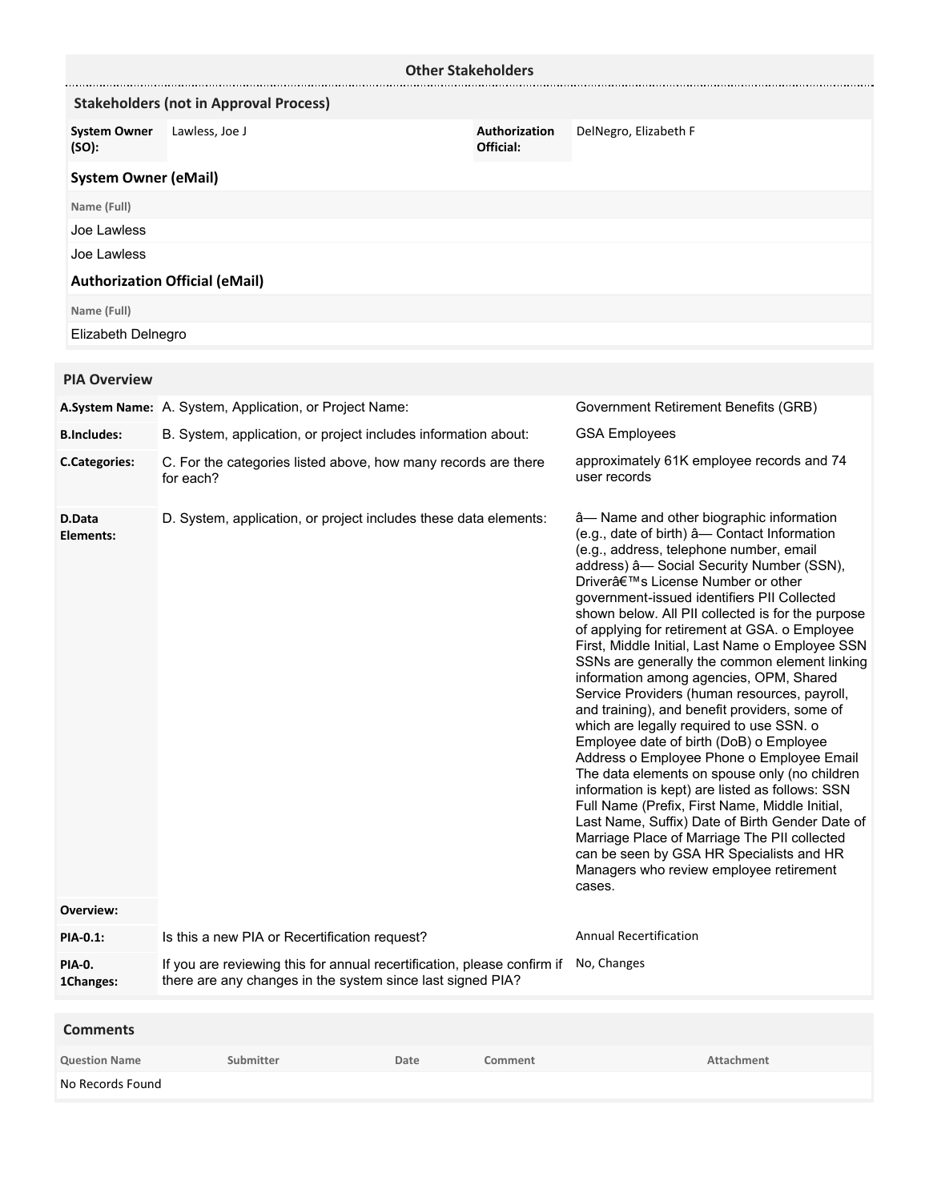## Other Stakeholders

### Stakeholders (not in Approval Process)

| | | | |
|---|---|---|---|
| **System Owner (SO):** | Lawless, Joe J | **Authorization Official:** | DelNegro, Elizabeth F |

### System Owner (eMail)

| Name (Full) |
|---|
| Joe Lawless |
| Joe Lawless |

### Authorization Official (eMail)

| Name (Full) |
|---|
| Elizabeth Delnegro |

## PIA Overview

| | | |
|---|---|---|
| **A.System Name:** | A. System, Application, or Project Name: | Government Retirement Benefits (GRB) |
| **B.Includes:** | B. System, application, or project includes information about: | GSA Employees |
| **C.Categories:** | C. For the categories listed above, how many records are there for each? | approximately 61K employee records and 74 user records |
| **D.Data Elements:** | D. System, application, or project includes these data elements: | â— Name and other biographic information (e.g., date of birth) â— Contact Information (e.g., address, telephone number, email address) â— Social Security Number (SSN), Driverâ€™s License Number or other government-issued identifiers PII Collected shown below. All PII collected is for the purpose of applying for retirement at GSA. o Employee First, Middle Initial, Last Name o Employee SSN SSNs are generally the common element linking information among agencies, OPM, Shared Service Providers (human resources, payroll, and training), and benefit providers, some of which are legally required to use SSN. o Employee date of birth (DoB) o Employee Address o Employee Phone o Employee Email The data elements on spouse only (no children information is kept) are listed as follows: SSN Full Name (Prefix, First Name, Middle Initial, Last Name, Suffix) Date of Birth Gender Date of Marriage Place of Marriage The PII collected can be seen by GSA HR Specialists and HR Managers who review employee retirement cases. |
| **Overview:** | | |
| **PIA-0.1:** | Is this a new PIA or Recertification request? | Annual Recertification |
| **PIA-0. 1Changes:** | If you are reviewing this for annual recertification, please confirm if there are any changes in the system since last signed PIA? | No, Changes |

## Comments

| Question Name | Submitter | Date | Comment | Attachment |
|---|---|---|---|---|
| No Records Found | | | | |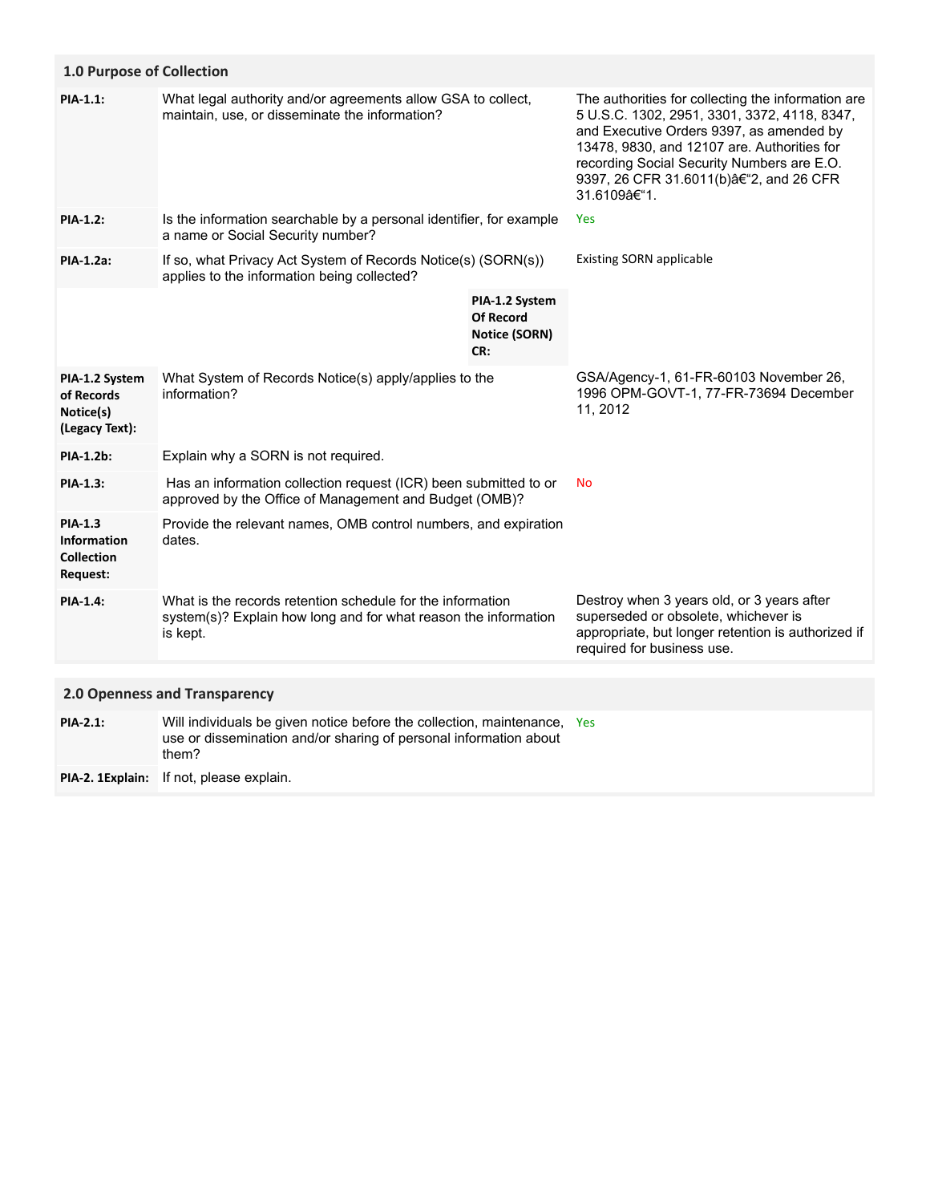## 1.0 Purpose of Collection

| | | |
|---|---|---|
| **PIA-1.1:** | What legal authority and/or agreements allow GSA to collect, maintain, use, or disseminate the information? | The authorities for collecting the information are 5 U.S.C. 1302, 2951, 3301, 3372, 4118, 8347, and Executive Orders 9397, as amended by 13478, 9830, and 12107 are. Authorities for recording Social Security Numbers are E.O. 9397, 26 CFR 31.6011(b)â€"2, and 26 CFR 31.6109â€"1. |
| **PIA-1.2:** | Is the information searchable by a personal identifier, for example a name or Social Security number? | Yes |
| **PIA-1.2a:** | If so, what Privacy Act System of Records Notice(s) (SORN(s)) applies to the information being collected? | Existing SORN applicable |
| | **PIA-1.2 System Of Record Notice (SORN) CR:** | |
| **PIA-1.2 System of Records Notice(s) (Legacy Text):** | What System of Records Notice(s) apply/applies to the information? | GSA/Agency-1, 61-FR-60103 November 26, 1996 OPM-GOVT-1, 77-FR-73694 December 11, 2012 |
| **PIA-1.2b:** | Explain why a SORN is not required. | |
| **PIA-1.3:** | Has an information collection request (ICR) been submitted to or approved by the Office of Management and Budget (OMB)? | No |
| **PIA-1.3 Information Collection Request:** | Provide the relevant names, OMB control numbers, and expiration dates. | |
| **PIA-1.4:** | What is the records retention schedule for the information system(s)? Explain how long and for what reason the information is kept. | Destroy when 3 years old, or 3 years after superseded or obsolete, whichever is appropriate, but longer retention is authorized if required for business use. |

## 2.0 Openness and Transparency

| | | |
|---|---|---|
| **PIA-2.1:** | Will individuals be given notice before the collection, maintenance, use or dissemination and/or sharing of personal information about them? | Yes |
| **PIA-2. 1Explain:** | If not, please explain. | |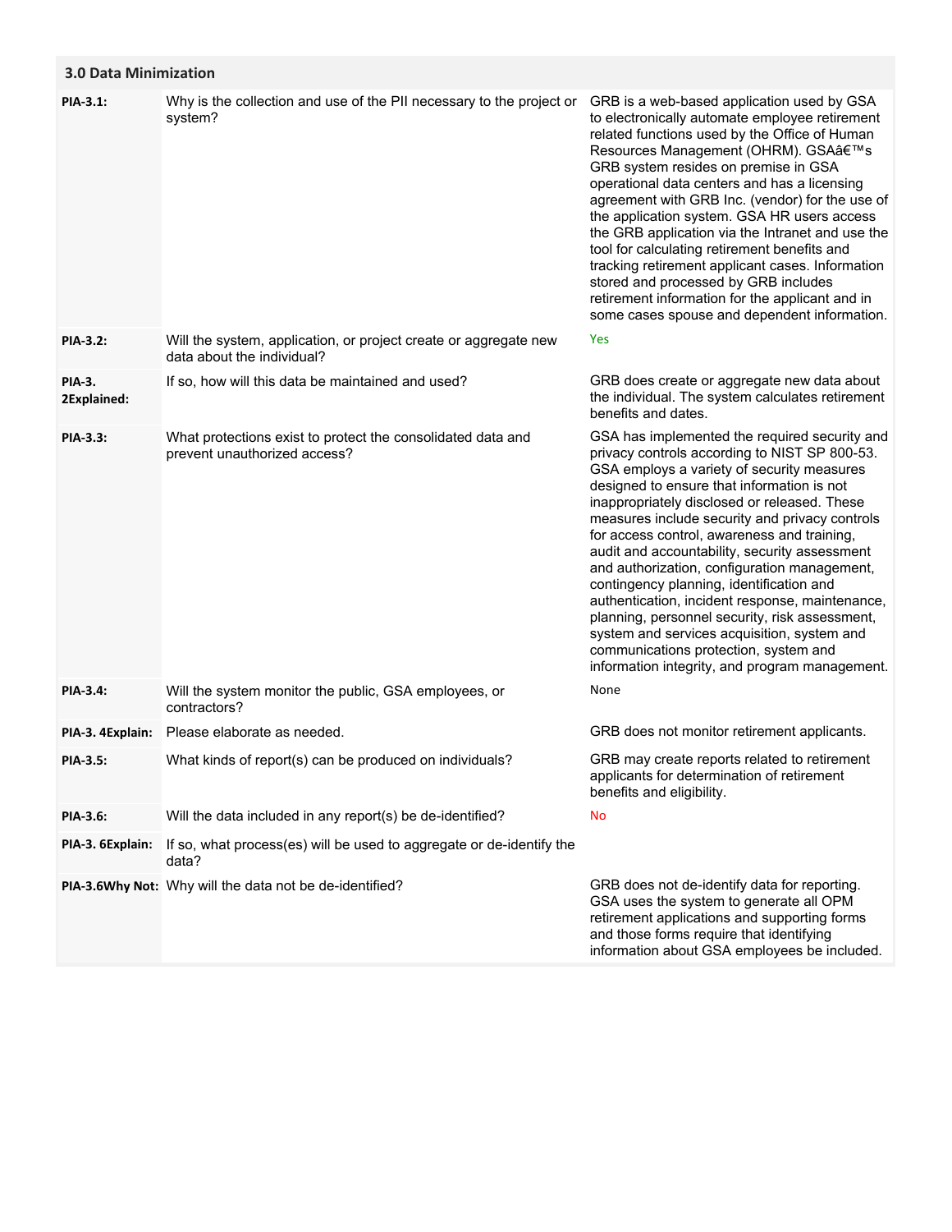## 3.0 Data Minimization

| | | |
|---|---|---|
| **PIA-3.1:** | Why is the collection and use of the PII necessary to the project or system? | GRB is a web-based application used by GSA to electronically automate employee retirement related functions used by the Office of Human Resources Management (OHRM). GSAâ€™s GRB system resides on premise in GSA operational data centers and has a licensing agreement with GRB Inc. (vendor) for the use of the application system. GSA HR users access the GRB application via the Intranet and use the tool for calculating retirement benefits and tracking retirement applicant cases. Information stored and processed by GRB includes retirement information for the applicant and in some cases spouse and dependent information. |
| **PIA-3.2:** | Will the system, application, or project create or aggregate new data about the individual? | Yes |
| **PIA-3. 2Explained:** | If so, how will this data be maintained and used? | GRB does create or aggregate new data about the individual. The system calculates retirement benefits and dates. |
| **PIA-3.3:** | What protections exist to protect the consolidated data and prevent unauthorized access? | GSA has implemented the required security and privacy controls according to NIST SP 800-53. GSA employs a variety of security measures designed to ensure that information is not inappropriately disclosed or released. These measures include security and privacy controls for access control, awareness and training, audit and accountability, security assessment and authorization, configuration management, contingency planning, identification and authentication, incident response, maintenance, planning, personnel security, risk assessment, system and services acquisition, system and communications protection, system and information integrity, and program management. |
| **PIA-3.4:** | Will the system monitor the public, GSA employees, or contractors? | None |
| **PIA-3. 4Explain:** | Please elaborate as needed. | GRB does not monitor retirement applicants. |
| **PIA-3.5:** | What kinds of report(s) can be produced on individuals? | GRB may create reports related to retirement applicants for determination of retirement benefits and eligibility. |
| **PIA-3.6:** | Will the data included in any report(s) be de-identified? | No |
| **PIA-3. 6Explain:** | If so, what process(es) will be used to aggregate or de-identify the data? | |
| **PIA-3.6Why Not:** | Why will the data not be de-identified? | GRB does not de-identify data for reporting. GSA uses the system to generate all OPM retirement applications and supporting forms and those forms require that identifying information about GSA employees be included. |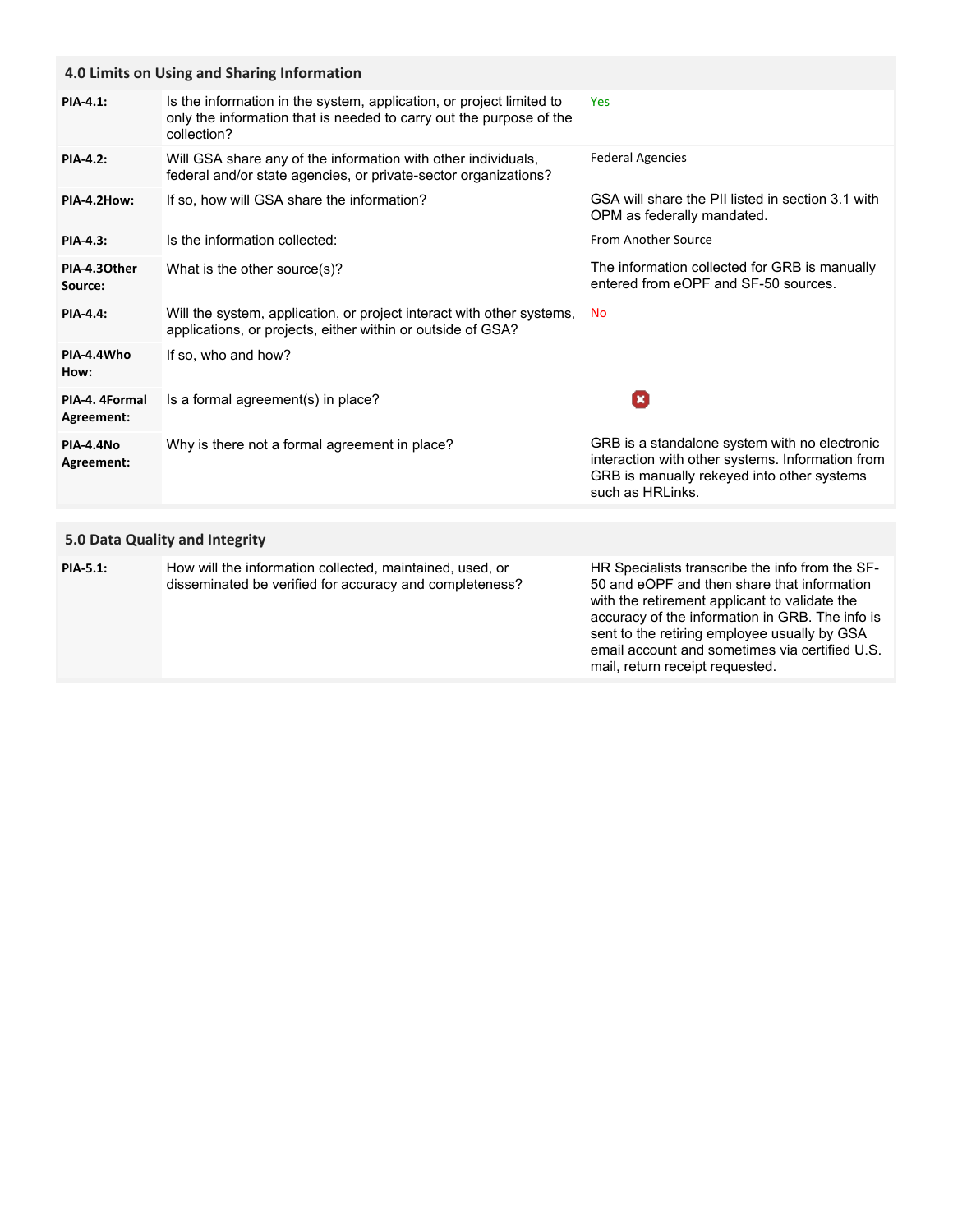## 4.0 Limits on Using and Sharing Information

| | | |
|---|---|---|
| **PIA-4.1:** | Is the information in the system, application, or project limited to only the information that is needed to carry out the purpose of the collection? | Yes |
| **PIA-4.2:** | Will GSA share any of the information with other individuals, federal and/or state agencies, or private-sector organizations? | Federal Agencies |
| **PIA-4.2How:** | If so, how will GSA share the information? | GSA will share the PII listed in section 3.1 with OPM as federally mandated. |
| **PIA-4.3:** | Is the information collected: | From Another Source |
| **PIA-4.3Other Source:** | What is the other source(s)? | The information collected for GRB is manually entered from eOPF and SF-50 sources. |
| **PIA-4.4:** | Will the system, application, or project interact with other systems, applications, or projects, either within or outside of GSA? | No |
| **PIA-4.4Who How:** | If so, who and how? | |
| **PIA-4. 4Formal Agreement:** | Is a formal agreement(s) in place? | ✖ |
| **PIA-4.4No Agreement:** | Why is there not a formal agreement in place? | GRB is a standalone system with no electronic interaction with other systems. Information from GRB is manually rekeyed into other systems such as HRLinks. |

## 5.0 Data Quality and Integrity

| | | |
|---|---|---|
| **PIA-5.1:** | How will the information collected, maintained, used, or disseminated be verified for accuracy and completeness? | HR Specialists transcribe the info from the SF-50 and eOPF and then share that information with the retirement applicant to validate the accuracy of the information in GRB. The info is sent to the retiring employee usually by GSA email account and sometimes via certified U.S. mail, return receipt requested. |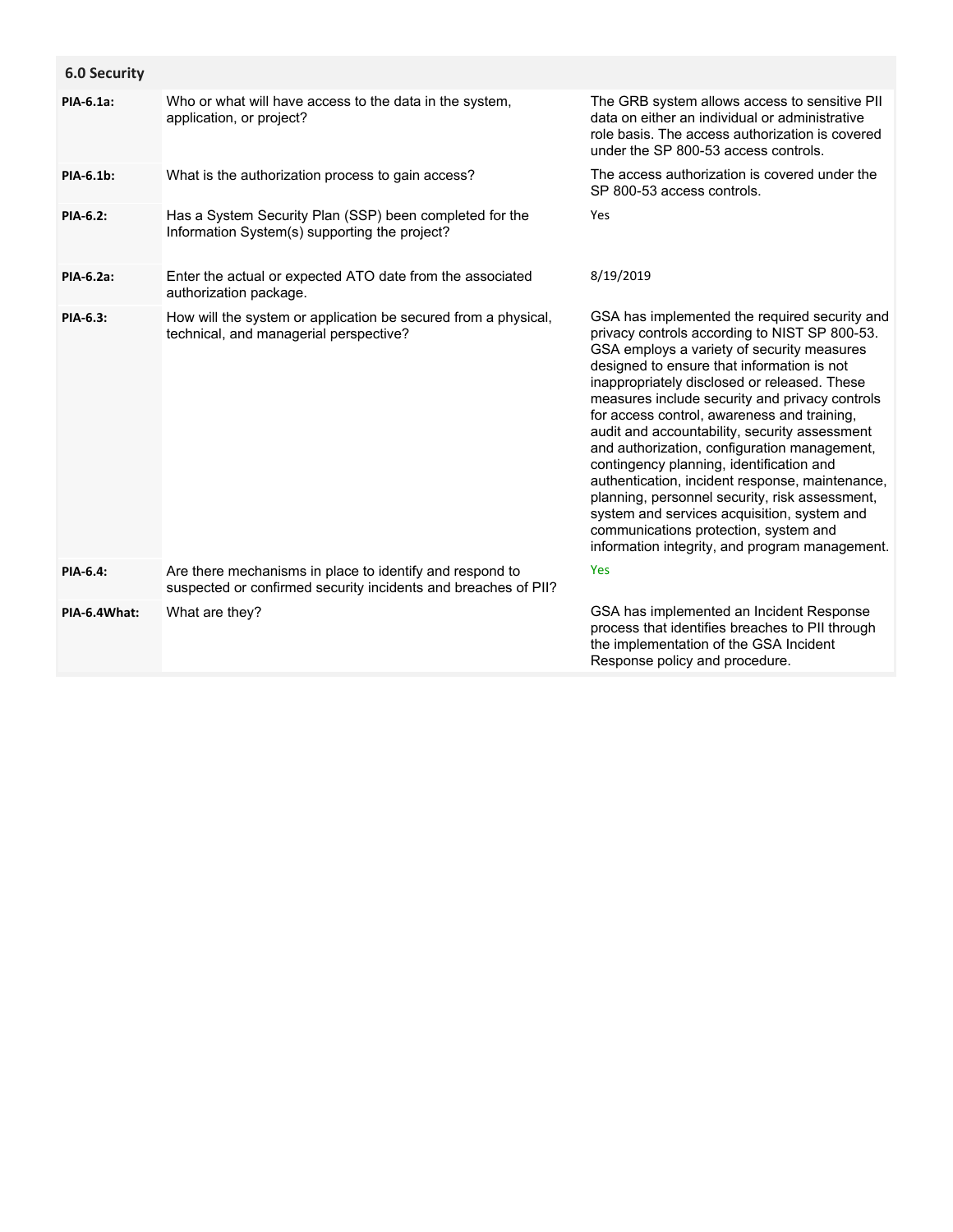## 6.0 Security

| | | |
|---|---|---|
| **PIA-6.1a:** | Who or what will have access to the data in the system, application, or project? | The GRB system allows access to sensitive PII data on either an individual or administrative role basis. The access authorization is covered under the SP 800-53 access controls. |
| **PIA-6.1b:** | What is the authorization process to gain access? | The access authorization is covered under the SP 800-53 access controls. |
| **PIA-6.2:** | Has a System Security Plan (SSP) been completed for the Information System(s) supporting the project? | Yes |
| **PIA-6.2a:** | Enter the actual or expected ATO date from the associated authorization package. | 8/19/2019 |
| **PIA-6.3:** | How will the system or application be secured from a physical, technical, and managerial perspective? | GSA has implemented the required security and privacy controls according to NIST SP 800-53. GSA employs a variety of security measures designed to ensure that information is not inappropriately disclosed or released. These measures include security and privacy controls for access control, awareness and training, audit and accountability, security assessment and authorization, configuration management, contingency planning, identification and authentication, incident response, maintenance, planning, personnel security, risk assessment, system and services acquisition, system and communications protection, system and information integrity, and program management. |
| **PIA-6.4:** | Are there mechanisms in place to identify and respond to suspected or confirmed security incidents and breaches of PII? | Yes |
| **PIA-6.4What:** | What are they? | GSA has implemented an Incident Response process that identifies breaches to PII through the implementation of the GSA Incident Response policy and procedure. |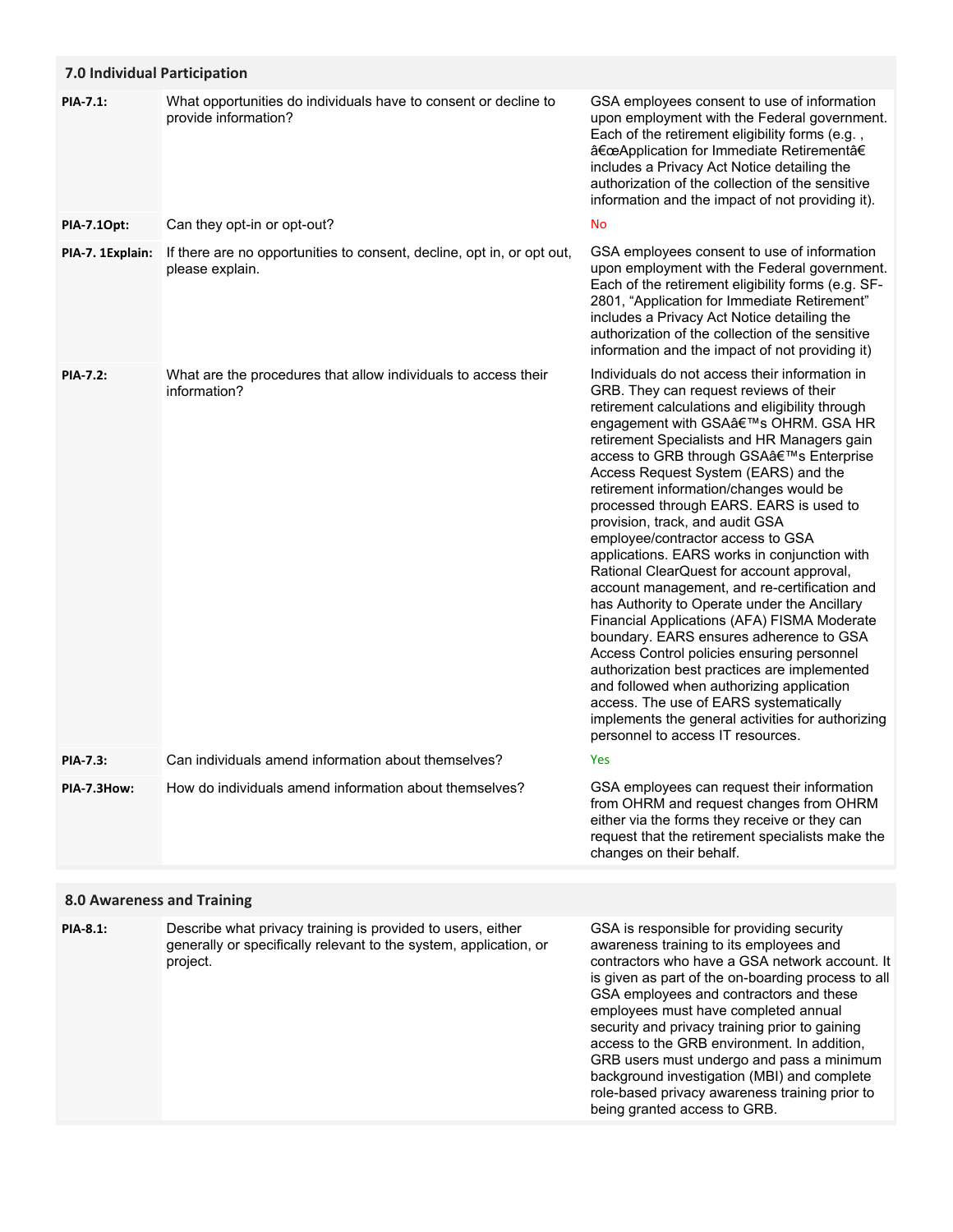## 7.0 Individual Participation

| | | |
|---|---|---|
| **PIA-7.1:** | What opportunities do individuals have to consent or decline to provide information? | GSA employees consent to use of information upon employment with the Federal government. Each of the retirement eligibility forms (e.g. , â€œApplication for Immediate Retirementâ€ includes a Privacy Act Notice detailing the authorization of the collection of the sensitive information and the impact of not providing it). |
| **PIA-7.1Opt:** | Can they opt-in or opt-out? | No |
| **PIA-7. 1Explain:** | If there are no opportunities to consent, decline, opt in, or opt out, please explain. | GSA employees consent to use of information upon employment with the Federal government. Each of the retirement eligibility forms (e.g. SF-2801, "Application for Immediate Retirement" includes a Privacy Act Notice detailing the authorization of the collection of the sensitive information and the impact of not providing it) |
| **PIA-7.2:** | What are the procedures that allow individuals to access their information? | Individuals do not access their information in GRB. They can request reviews of their retirement calculations and eligibility through engagement with GSAâ€™s OHRM. GSA HR retirement Specialists and HR Managers gain access to GRB through GSAâ€™s Enterprise Access Request System (EARS) and the retirement information/changes would be processed through EARS. EARS is used to provision, track, and audit GSA employee/contractor access to GSA applications. EARS works in conjunction with Rational ClearQuest for account approval, account management, and re-certification and has Authority to Operate under the Ancillary Financial Applications (AFA) FISMA Moderate boundary. EARS ensures adherence to GSA Access Control policies ensuring personnel authorization best practices are implemented and followed when authorizing application access. The use of EARS systematically implements the general activities for authorizing personnel to access IT resources. |
| **PIA-7.3:** | Can individuals amend information about themselves? | Yes |
| **PIA-7.3How:** | How do individuals amend information about themselves? | GSA employees can request their information from OHRM and request changes from OHRM either via the forms they receive or they can request that the retirement specialists make the changes on their behalf. |

## 8.0 Awareness and Training

| | | |
|---|---|---|
| **PIA-8.1:** | Describe what privacy training is provided to users, either generally or specifically relevant to the system, application, or project. | GSA is responsible for providing security awareness training to its employees and contractors who have a GSA network account. It is given as part of the on-boarding process to all GSA employees and contractors and these employees must have completed annual security and privacy training prior to gaining access to the GRB environment. In addition, GRB users must undergo and pass a minimum background investigation (MBI) and complete role-based privacy awareness training prior to being granted access to GRB. |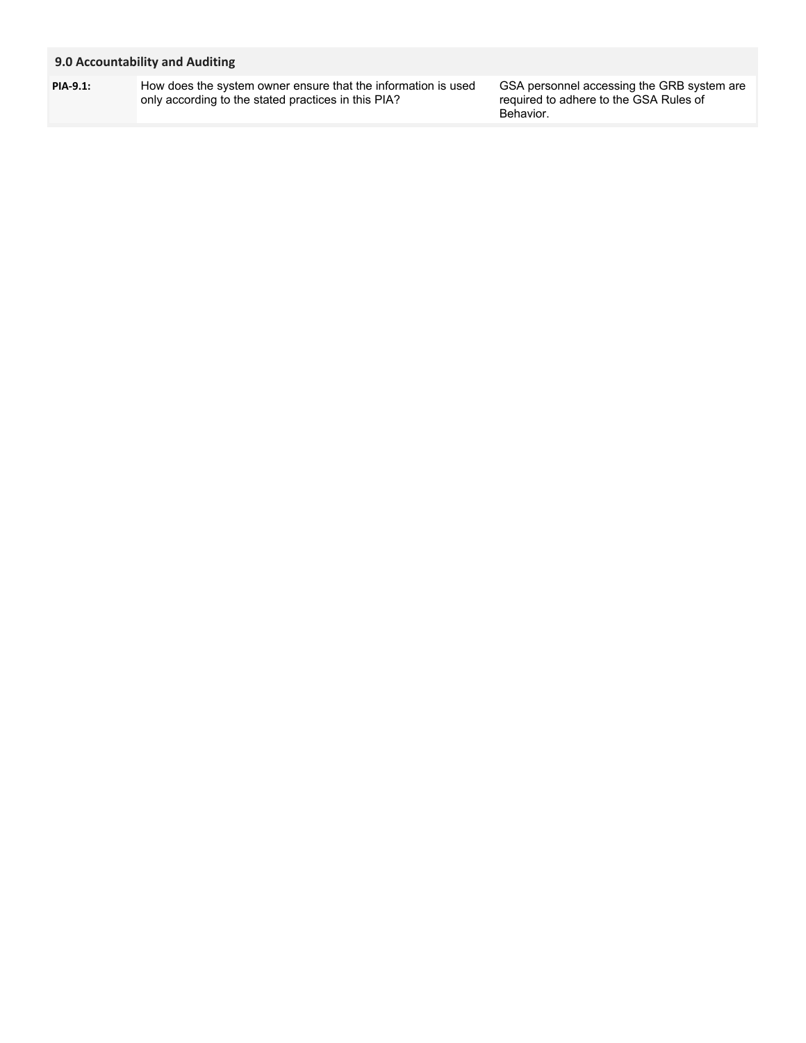## 9.0 Accountability and Auditing

| | | |
|---|---|---|
| **PIA-9.1:** | How does the system owner ensure that the information is used only according to the stated practices in this PIA? | GSA personnel accessing the GRB system are required to adhere to the GSA Rules of Behavior. |